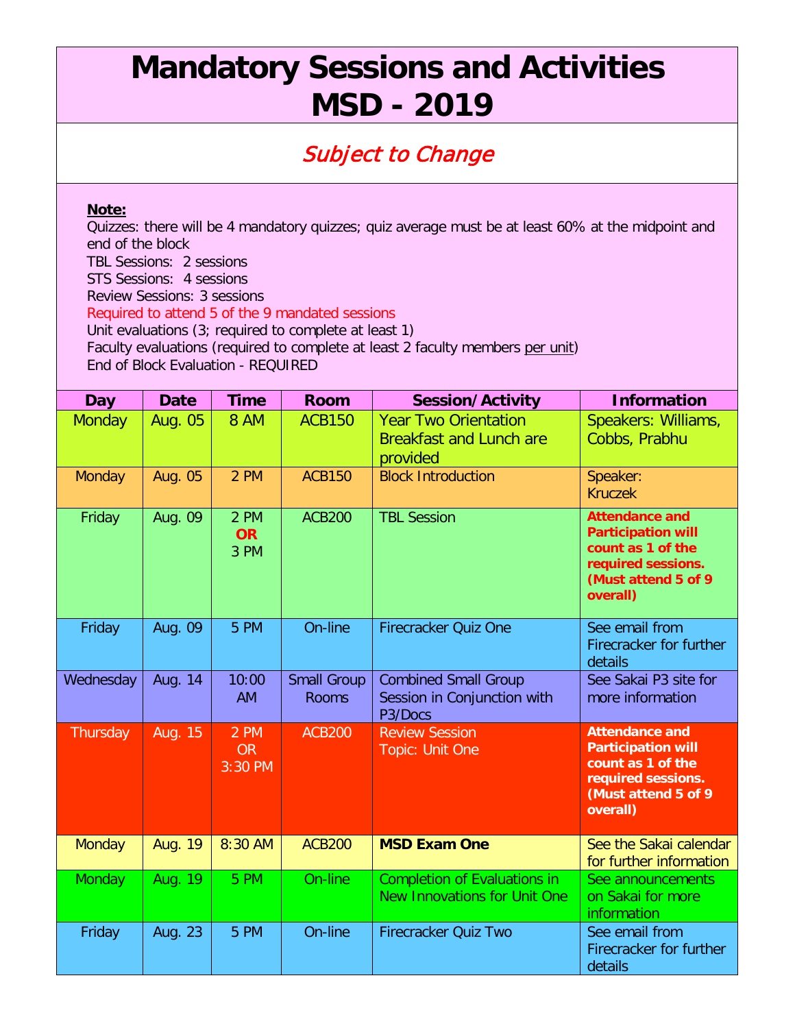# Mandatory Sessions and Activities
# MSD - 2019

*Subject to Change*

**Note:**

Quizzes: there will be 4 mandatory quizzes; quiz average must be at least 60% at the midpoint and end of the block
TBL Sessions: 2 sessions
STS Sessions: 4 sessions
Review Sessions: 3 sessions
Required to attend 5 of the 9 mandated sessions
Unit evaluations (3; required to complete at least 1)
Faculty evaluations (required to complete at least 2 faculty members per unit)
End of Block Evaluation - REQUIRED

| Day | Date | Time | Room | Session/Activity | Information |
|---|---|---|---|---|---|
| Monday | Aug. 05 | 8 AM | ACB150 | Year Two Orientation Breakfast and Lunch are provided | Speakers: Williams, Cobbs, Prabhu |
| Monday | Aug. 05 | 2 PM | ACB150 | Block Introduction | Speaker: Kruczek |
| Friday | Aug. 09 | 2 PM **OR** 3 PM | ACB200 | TBL Session | **Attendance and Participation will count as 1 of the required sessions. (Must attend 5 of 9 overall)** |
| Friday | Aug. 09 | 5 PM | On-line | Firecracker Quiz One | See email from Firecracker for further details |
| Wednesday | Aug. 14 | 10:00 AM | Small Group Rooms | Combined Small Group Session in Conjunction with P3/Docs | See Sakai P3 site for more information |
| Thursday | Aug. 15 | 2 PM OR 3:30 PM | ACB200 | Review Session Topic: Unit One | **Attendance and Participation will count as 1 of the required sessions. (Must attend 5 of 9 overall)** |
| Monday | Aug. 19 | 8:30 AM | ACB200 | **MSD Exam One** | See the Sakai calendar for further information |
| Monday | Aug. 19 | 5 PM | On-line | Completion of Evaluations in New Innovations for Unit One | See announcements on Sakai for more information |
| Friday | Aug. 23 | 5 PM | On-line | Firecracker Quiz Two | See email from Firecracker for further details |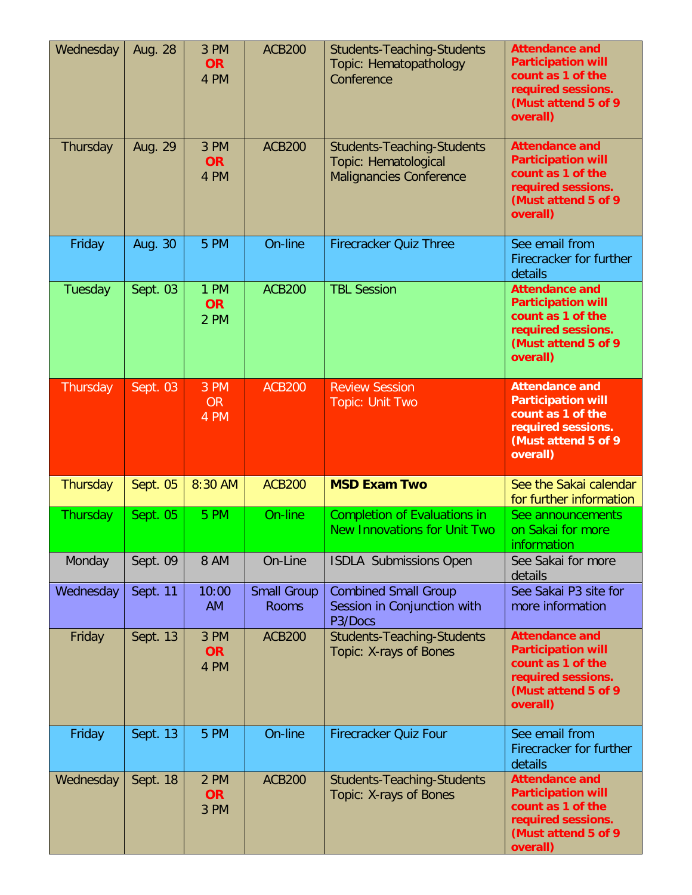| Wednesday | Aug. 28 | 3 PM **OR** 4 PM | ACB200 | Students-Teaching-Students Topic: Hematopathology Conference | **Attendance and Participation will count as 1 of the required sessions. (Must attend 5 of 9 overall)** |
|---|---|---|---|---|---|
| Thursday | Aug. 29 | 3 PM **OR** 4 PM | ACB200 | Students-Teaching-Students Topic: Hematological Malignancies Conference | **Attendance and Participation will count as 1 of the required sessions. (Must attend 5 of 9 overall)** |
| Friday | Aug. 30 | 5 PM | On-line | Firecracker Quiz Three | See email from Firecracker for further details |
| Tuesday | Sept. 03 | 1 PM **OR** 2 PM | ACB200 | TBL Session | **Attendance and Participation will count as 1 of the required sessions. (Must attend 5 of 9 overall)** |
| Thursday | Sept. 03 | 3 PM OR 4 PM | ACB200 | Review Session Topic: Unit Two | **Attendance and Participation will count as 1 of the required sessions. (Must attend 5 of 9 overall)** |
| Thursday | Sept. 05 | 8:30 AM | ACB200 | **MSD Exam Two** | See the Sakai calendar for further information |
| Thursday | Sept. 05 | 5 PM | On-line | Completion of Evaluations in New Innovations for Unit Two | See announcements on Sakai for more information |
| Monday | Sept. 09 | 8 AM | On-Line | ISDLA Submissions Open | See Sakai for more details |
| Wednesday | Sept. 11 | 10:00 AM | Small Group Rooms | Combined Small Group Session in Conjunction with P3/Docs | See Sakai P3 site for more information |
| Friday | Sept. 13 | 3 PM **OR** 4 PM | ACB200 | Students-Teaching-Students Topic: X-rays of Bones | **Attendance and Participation will count as 1 of the required sessions. (Must attend 5 of 9 overall)** |
| Friday | Sept. 13 | 5 PM | On-line | Firecracker Quiz Four | See email from Firecracker for further details |
| Wednesday | Sept. 18 | 2 PM **OR** 3 PM | ACB200 | Students-Teaching-Students Topic: X-rays of Bones | **Attendance and Participation will count as 1 of the required sessions. (Must attend 5 of 9 overall)** |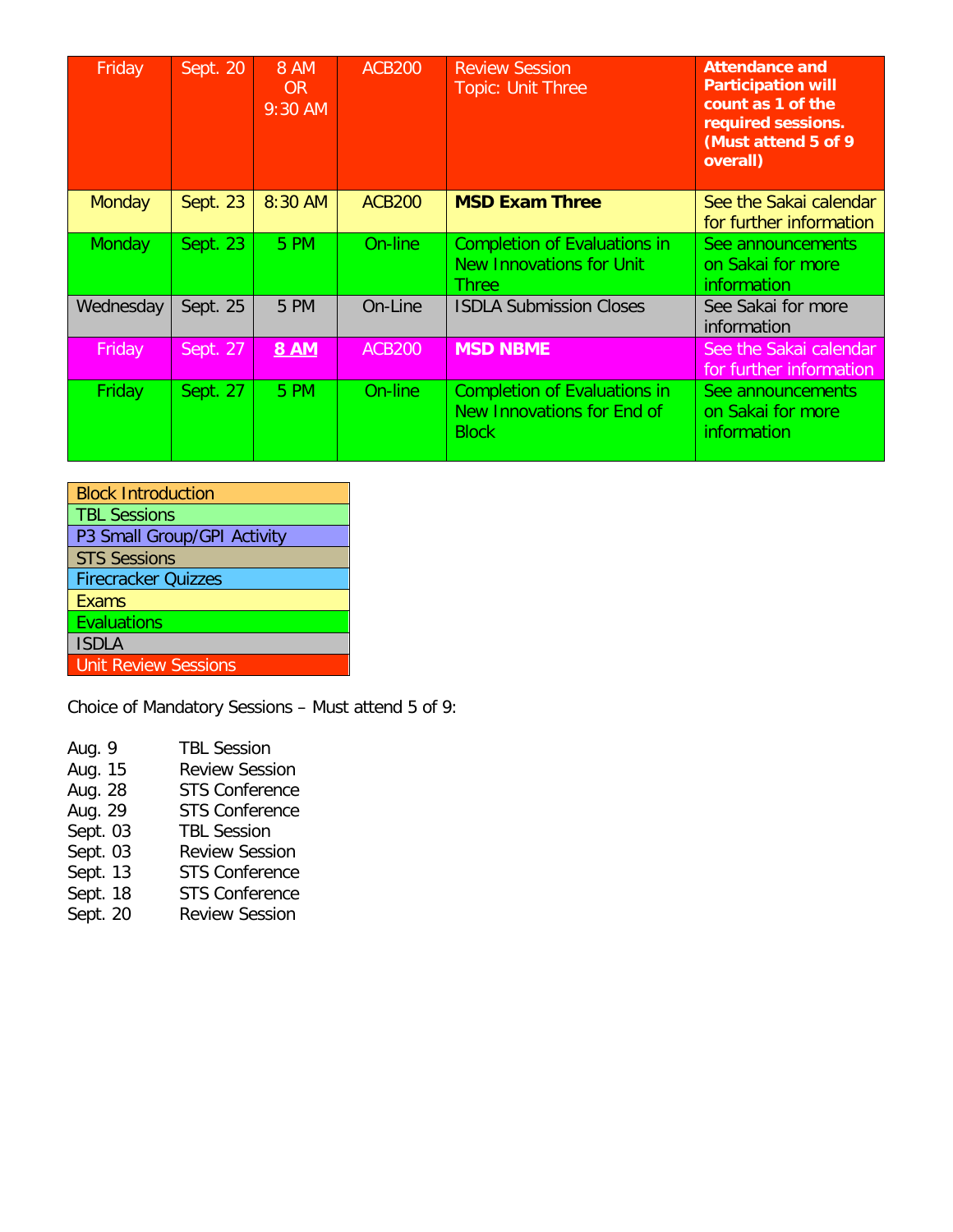| | | | | | |
|---|---|---|---|---|---|
| Friday | Sept. 20 | 8 AM OR 9:30 AM | ACB200 | Review Session<br>Topic: Unit Three | **Attendance and Participation will count as 1 of the required sessions. (Must attend 5 of 9 overall)** |
| Monday | Sept. 23 | 8:30 AM | ACB200 | **MSD Exam Three** | See the Sakai calendar for further information |
| Monday | Sept. 23 | 5 PM | On-line | Completion of Evaluations in New Innovations for Unit Three | See announcements on Sakai for more information |
| Wednesday | Sept. 25 | 5 PM | On-Line | ISDLA Submission Closes | See Sakai for more information |
| Friday | Sept. 27 | **8 AM** | ACB200 | **MSD NBME** | See the Sakai calendar for further information |
| Friday | Sept. 27 | 5 PM | On-line | Completion of Evaluations in New Innovations for End of Block | See announcements on Sakai for more information |

| |
|---|
| Block Introduction |
| TBL Sessions |
| P3 Small Group/GPI Activity |
| STS Sessions |
| Firecracker Quizzes |
| Exams |
| Evaluations |
| ISDLA |
| Unit Review Sessions |

Choice of Mandatory Sessions – Must attend 5 of 9:

| | |
|---|---|
| Aug. 9 | TBL Session |
| Aug. 15 | Review Session |
| Aug. 28 | STS Conference |
| Aug. 29 | STS Conference |
| Sept. 03 | TBL Session |
| Sept. 03 | Review Session |
| Sept. 13 | STS Conference |
| Sept. 18 | STS Conference |
| Sept. 20 | Review Session |